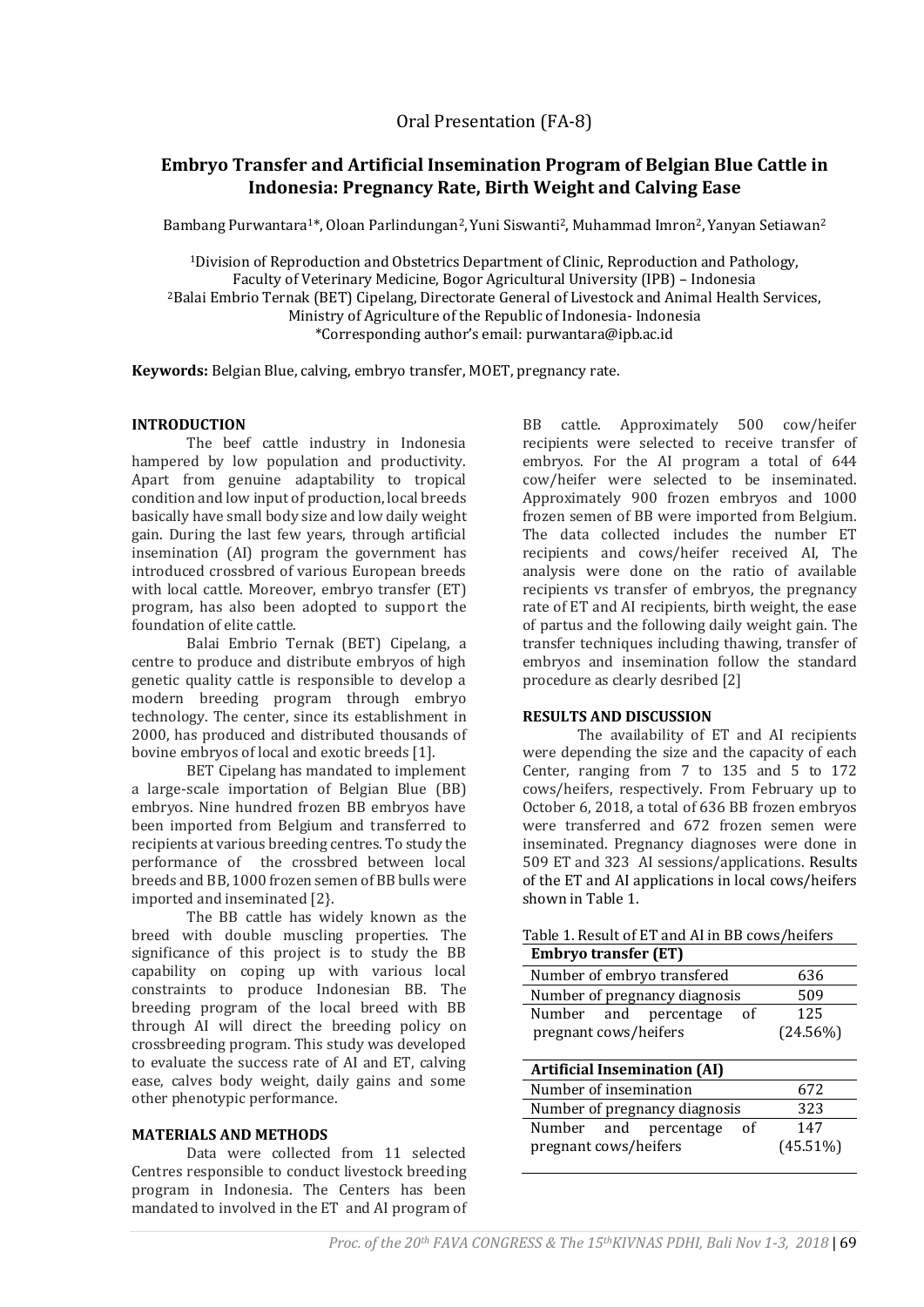Oral Presentation (FA-8)

# Embryo Transfer and Artificial Insemination Program of Belgian Blue Cattle in Indonesia: Pregnancy Rate, Birth Weight and Calving Ease

Bambang Purwantara[1]*, Oloan Parlindungan[2], Yuni Siswanti[2], Muhammad Imron[2], Yanyan Setiawan[2]

[1]Division of Reproduction and Obstetrics Department of Clinic, Reproduction and Pathology, Faculty of Veterinary Medicine, Bogor Agricultural University (IPB) – Indonesia
[2]Balai Embrio Ternak (BET) Cipelang, Directorate General of Livestock and Animal Health Services, Ministry of Agriculture of the Republic of Indonesia- Indonesia
*Corresponding author's email: purwantara@ipb.ac.id

**Keywords:** Belgian Blue, calving, embryo transfer, MOET, pregnancy rate.

## INTRODUCTION

The beef cattle industry in Indonesia hampered by low population and productivity. Apart from genuine adaptability to tropical condition and low input of production, local breeds basically have small body size and low daily weight gain. During the last few years, through artificial insemination (AI) program the government has introduced crossbred of various European breeds with local cattle. Moreover, embryo transfer (ET) program, has also been adopted to support the foundation of elite cattle.

Balai Embrio Ternak (BET) Cipelang, a centre to produce and distribute embryos of high genetic quality cattle is responsible to develop a modern breeding program through embryo technology. The center, since its establishment in 2000, has produced and distributed thousands of bovine embryos of local and exotic breeds [1].

BET Cipelang has mandated to implement a large-scale importation of Belgian Blue (BB) embryos. Nine hundred frozen BB embryos have been imported from Belgium and transferred to recipients at various breeding centres. To study the performance of the crossbred between local breeds and BB, 1000 frozen semen of BB bulls were imported and inseminated [2}.

The BB cattle has widely known as the breed with double muscling properties. The significance of this project is to study the BB capability on coping up with various local constraints to produce Indonesian BB. The breeding program of the local breed with BB through AI will direct the breeding policy on crossbreeding program. This study was developed to evaluate the success rate of AI and ET, calving ease, calves body weight, daily gains and some other phenotypic performance.

## MATERIALS AND METHODS

Data were collected from 11 selected Centres responsible to conduct livestock breeding program in Indonesia. The Centers has been mandated to involved in the ET and AI program of BB cattle. Approximately 500 cow/heifer recipients were selected to receive transfer of embryos. For the AI program a total of 644 cow/heifer were selected to be inseminated. Approximately 900 frozen embryos and 1000 frozen semen of BB were imported from Belgium. The data collected includes the number ET recipients and cows/heifer received AI, The analysis were done on the ratio of available recipients vs transfer of embryos, the pregnancy rate of ET and AI recipients, birth weight, the ease of partus and the following daily weight gain. The transfer techniques including thawing, transfer of embryos and insemination follow the standard procedure as clearly desribed [2]

## RESULTS AND DISCUSSION

The availability of ET and AI recipients were depending the size and the capacity of each Center, ranging from 7 to 135 and 5 to 172 cows/heifers, respectively. From February up to October 6, 2018, a total of 636 BB frozen embryos were transferred and 672 frozen semen were inseminated. Pregnancy diagnoses were done in 509 ET and 323 AI sessions/applications. Results of the ET and AI applications in local cows/heifers shown in Table 1.

Table 1. Result of ET and AI in BB cows/heifers

| **Embryo transfer (ET)** | |
|---|---|
| Number of embryo transfered | 636 |
| Number of pregnancy diagnosis | 509 |
| Number and percentage of pregnant cows/heifers | 125 (24.56%) |
| **Artificial Insemination (AI)** | |
| Number of insemination | 672 |
| Number of pregnancy diagnosis | 323 |
| Number and percentage of pregnant cows/heifers | 147 (45.51%) |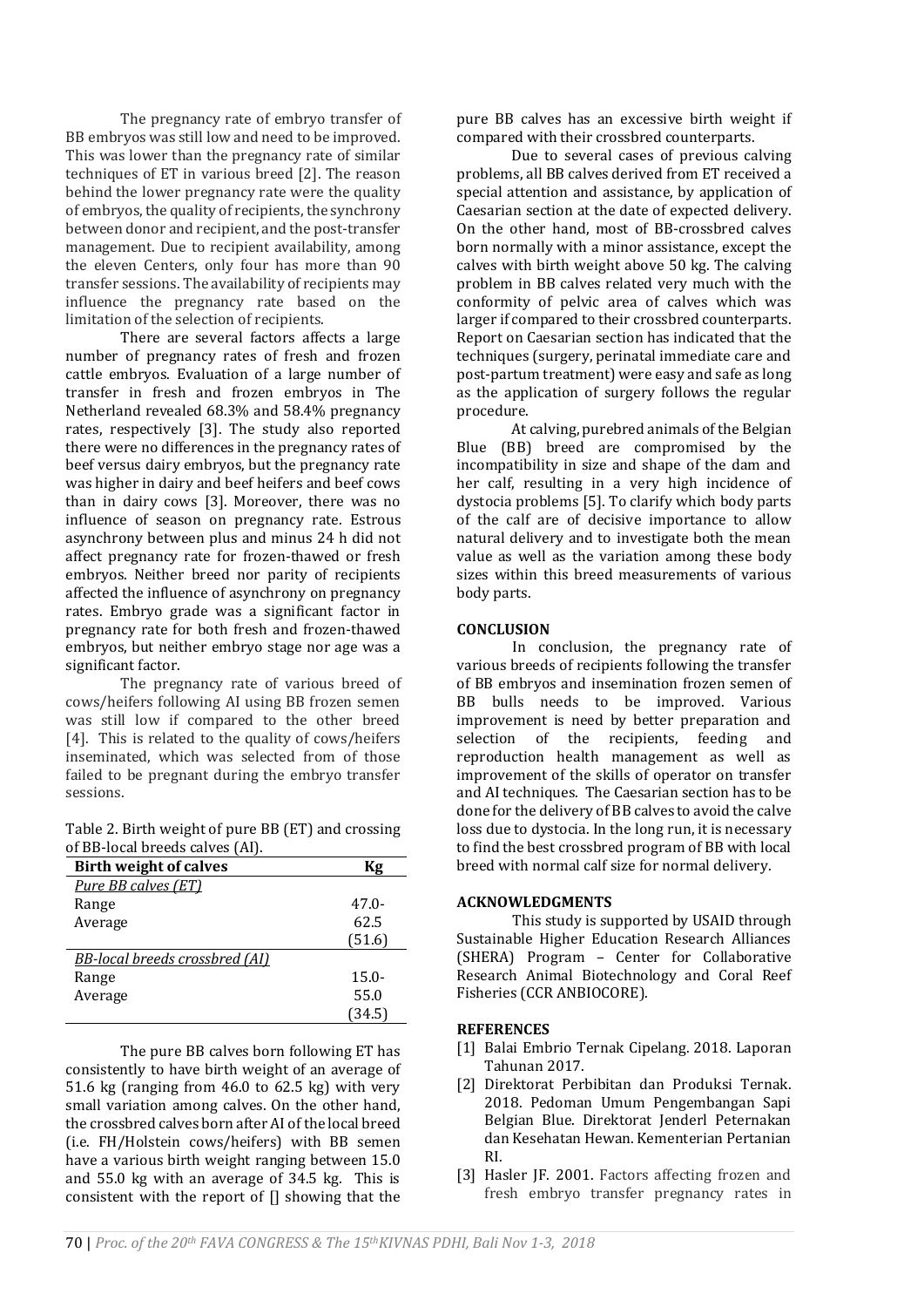The pregnancy rate of embryo transfer of BB embryos was still low and need to be improved. This was lower than the pregnancy rate of similar techniques of ET in various breed [2]. The reason behind the lower pregnancy rate were the quality of embryos, the quality of recipients, the synchrony between donor and recipient, and the post-transfer management. Due to recipient availability, among the eleven Centers, only four has more than 90 transfer sessions. The availability of recipients may influence the pregnancy rate based on the limitation of the selection of recipients.

There are several factors affects a large number of pregnancy rates of fresh and frozen cattle embryos. Evaluation of a large number of transfer in fresh and frozen embryos in The Netherland revealed 68.3% and 58.4% pregnancy rates, respectively [3]. The study also reported there were no differences in the pregnancy rates of beef versus dairy embryos, but the pregnancy rate was higher in dairy and beef heifers and beef cows than in dairy cows [3]. Moreover, there was no influence of season on pregnancy rate. Estrous asynchrony between plus and minus 24 h did not affect pregnancy rate for frozen-thawed or fresh embryos. Neither breed nor parity of recipients affected the influence of asynchrony on pregnancy rates. Embryo grade was a significant factor in pregnancy rate for both fresh and frozen-thawed embryos, but neither embryo stage nor age was a significant factor.

The pregnancy rate of various breed of cows/heifers following AI using BB frozen semen was still low if compared to the other breed [4]. This is related to the quality of cows/heifers inseminated, which was selected from of those failed to be pregnant during the embryo transfer sessions.

Table 2. Birth weight of pure BB (ET) and crossing of BB-local breeds calves (AI).

| Birth weight of calves | Kg |
|---|---|
| *Pure BB calves (ET)* | |
| Range | 47.0- 62.5 |
| Average | (51.6) |
| *BB-local breeds crossbred (AI)* | |
| Range | 15.0- 55.0 |
| Average | (34.5) |

The pure BB calves born following ET has consistently to have birth weight of an average of 51.6 kg (ranging from 46.0 to 62.5 kg) with very small variation among calves. On the other hand, the crossbred calves born after AI of the local breed (i.e. FH/Holstein cows/heifers) with BB semen have a various birth weight ranging between 15.0 and 55.0 kg with an average of 34.5 kg. This is consistent with the report of [] showing that the pure BB calves has an excessive birth weight if compared with their crossbred counterparts.

Due to several cases of previous calving problems, all BB calves derived from ET received a special attention and assistance, by application of Caesarian section at the date of expected delivery. On the other hand, most of BB-crossbred calves born normally with a minor assistance, except the calves with birth weight above 50 kg. The calving problem in BB calves related very much with the conformity of pelvic area of calves which was larger if compared to their crossbred counterparts. Report on Caesarian section has indicated that the techniques (surgery, perinatal immediate care and post-partum treatment) were easy and safe as long as the application of surgery follows the regular procedure.

At calving, purebred animals of the Belgian Blue (BB) breed are compromised by the incompatibility in size and shape of the dam and her calf, resulting in a very high incidence of dystocia problems [5]. To clarify which body parts of the calf are of decisive importance to allow natural delivery and to investigate both the mean value as well as the variation among these body sizes within this breed measurements of various body parts.

## CONCLUSION

In conclusion, the pregnancy rate of various breeds of recipients following the transfer of BB embryos and insemination frozen semen of BB bulls needs to be improved. Various improvement is need by better preparation and selection of the recipients, feeding and reproduction health management as well as improvement of the skills of operator on transfer and AI techniques. The Caesarian section has to be done for the delivery of BB calves to avoid the calve loss due to dystocia. In the long run, it is necessary to find the best crossbred program of BB with local breed with normal calf size for normal delivery.

## ACKNOWLEDGMENTS

This study is supported by USAID through Sustainable Higher Education Research Alliances (SHERA) Program – Center for Collaborative Research Animal Biotechnology and Coral Reef Fisheries (CCR ANBIOCORE).

## REFERENCES

[1] Balai Embrio Ternak Cipelang. 2018. Laporan Tahunan 2017.

[2] Direktorat Perbibitan dan Produksi Ternak. 2018. Pedoman Umum Pengembangan Sapi Belgian Blue. Direktorat Jenderl Peternakan dan Kesehatan Hewan. Kementerian Pertanian RI.

[3] Hasler JF. 2001. Factors affecting frozen and fresh embryo transfer pregnancy rates in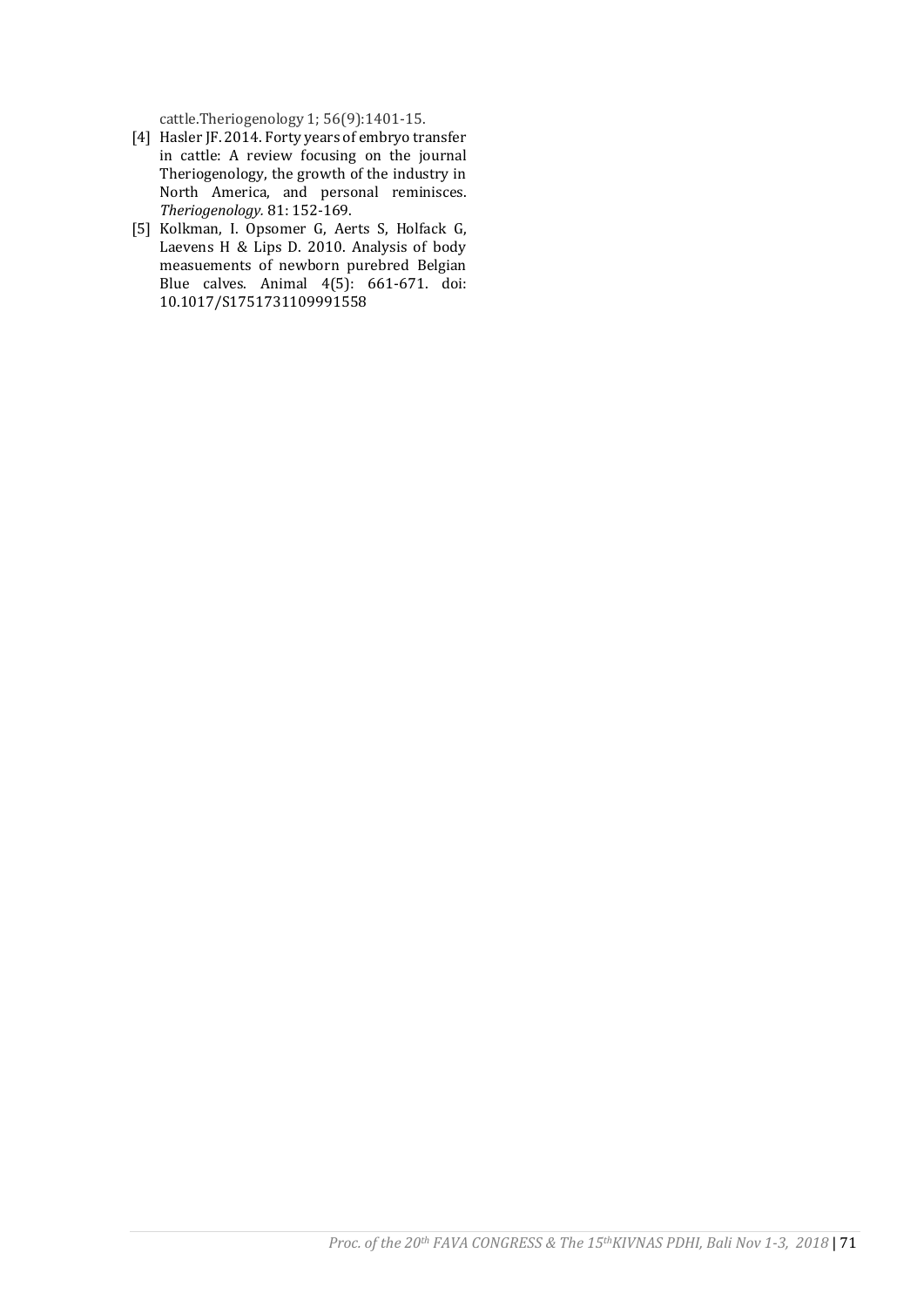cattle.Theriogenology 1; 56(9):1401-15.

[4] Hasler JF. 2014. Forty years of embryo transfer in cattle: A review focusing on the journal Theriogenology, the growth of the industry in North America, and personal reminisces. *Theriogenology.* 81: 152-169.

[5] Kolkman, I. Opsomer G, Aerts S, Holfack G, Laevens H & Lips D. 2010. Analysis of body measuements of newborn purebred Belgian Blue calves. Animal 4(5): 661-671. doi: 10.1017/S1751731109991558